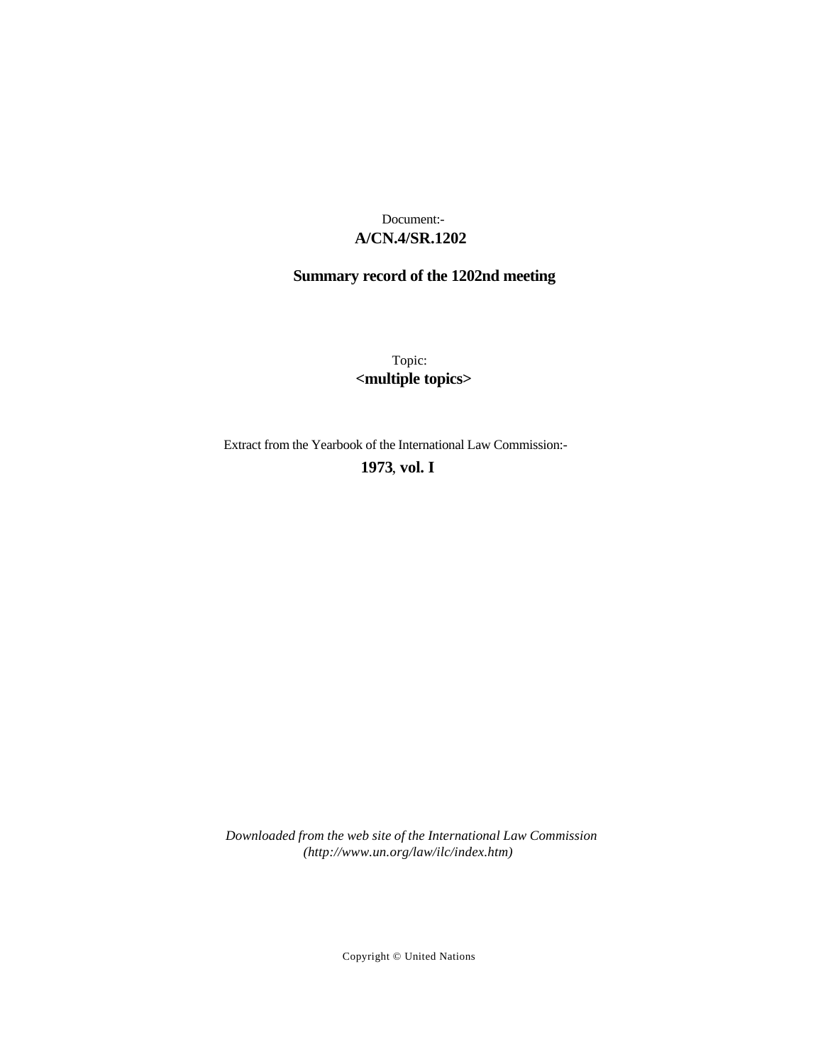Document:-

**A/CN.4/SR.1202**

**Summary record of the 1202nd meeting**

Topic:

**<multiple topics>**

Extract from the Yearbook of the International Law Commission:-

**1973, vol. I**

*Downloaded from the web site of the International Law Commission (http://www.un.org/law/ilc/index.htm)*

Copyright © United Nations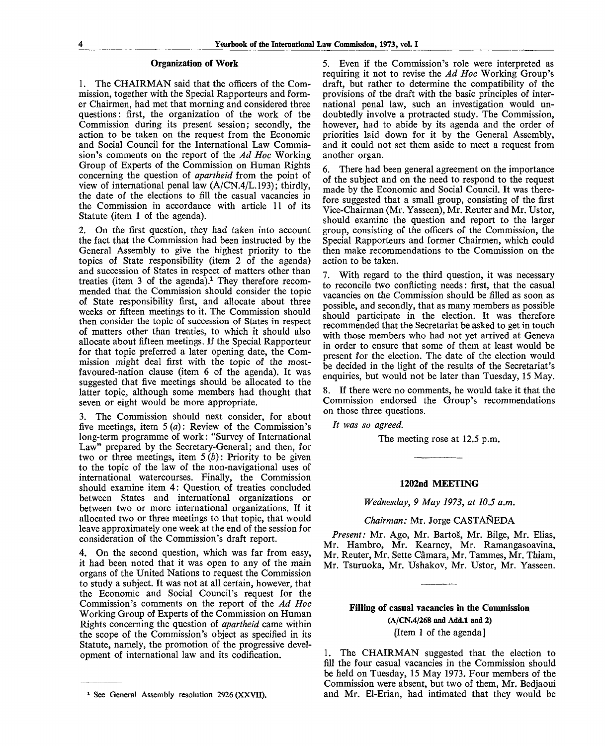## Organization of Work

1. The CHAIRMAN said that the officers of the Commission, together with the Special Rapporteurs and former Chairmen, had met that morning and considered three questions: first, the organization of the work of the Commission during its present session; secondly, the action to be taken on the request from the Economic and Social Council for the International Law Commission's comments on the report of the *Ad Hoc* Working Group of Experts of the Commission on Human Rights concerning the question of *apartheid* from the point of view of international penal law (A/CN.4/L.193); thirdly, the date of the elections to fill the casual vacancies in the Commission in accordance with article 11 of its Statute (item 1 of the agenda).

2. On the first question, they had taken into account the fact that the Commission had been instructed by the General Assembly to give the highest priority to the topics of State responsibility (item 2 of the agenda) and succession of States in respect of matters other than treaties (item 3 of the agenda).[1] They therefore recommended that the Commission should consider the topic of State responsibility first, and allocate about three weeks or fifteen meetings to it. The Commission should then consider the topic of succession of States in respect of matters other than treaties, to which it should also allocate about fifteen meetings. If the Special Rapporteur for that topic preferred a later opening date, the Commission might deal first with the topic of the most-favoured-nation clause (item 6 of the agenda). It was suggested that five meetings should be allocated to the latter topic, although some members had thought that seven or eight would be more appropriate.

3. The Commission should next consider, for about five meetings, item 5 (*a*): Review of the Commission's long-term programme of work: "Survey of International Law" prepared by the Secretary-General; and then, for two or three meetings, item 5 (*b*): Priority to be given to the topic of the law of the non-navigational uses of international watercourses. Finally, the Commission should examine item 4: Question of treaties concluded between States and international organizations or between two or more international organizations. If it allocated two or three meetings to that topic, that would leave approximately one week at the end of the session for consideration of the Commission's draft report.

4. On the second question, which was far from easy, it had been noted that it was open to any of the main organs of the United Nations to request the Commission to study a subject. It was not at all certain, however, that the Economic and Social Council's request for the Commission's comments on the report of the *Ad Hoc* Working Group of Experts of the Commission on Human Rights concerning the question of *apartheid* came within the scope of the Commission's object as specified in its Statute, namely, the promotion of the progressive development of international law and its codification.

5. Even if the Commission's role were interpreted as requiring it not to revise the *Ad Hoc* Working Group's draft, but rather to determine the compatibility of the provisions of the draft with the basic principles of international penal law, such an investigation would undoubtedly involve a protracted study. The Commission, however, had to abide by its agenda and the order of priorities laid down for it by the General Assembly, and it could not set them aside to meet a request from another organ.

6. There had been general agreement on the importance of the subject and on the need to respond to the request made by the Economic and Social Council. It was therefore suggested that a small group, consisting of the first Vice-Chairman (Mr. Yasseen), Mr. Reuter and Mr. Ustor, should examine the question and report to the larger group, consisting of the officers of the Commission, the Special Rapporteurs and former Chairmen, which could then make recommendations to the Commission on the action to be taken.

7. With regard to the third question, it was necessary to reconcile two conflicting needs: first, that the casual vacancies on the Commission should be filled as soon as possible, and secondly, that as many members as possible should participate in the election. It was therefore recommended that the Secretariat be asked to get in touch with those members who had not yet arrived at Geneva in order to ensure that some of them at least would be present for the election. The date of the election would be decided in the light of the results of the Secretariat's enquiries, but would not be later than Tuesday, 15 May.

8. If there were no comments, he would take it that the Commission endorsed the Group's recommendations on those three questions.

*It was so agreed.*

The meeting rose at 12.5 p.m.

---

## 1202nd MEETING

*Wednesday, 9 May 1973, at 10.5 a.m.*

*Chairman:* Mr. Jorge CASTAÑEDA

*Present:* Mr. Ago, Mr. Bartoš, Mr. Bilge, Mr. Elias, Mr. Hambro, Mr. Kearney, Mr. Ramangasoavina, Mr. Reuter, Mr. Sette Câmara, Mr. Tammes, Mr. Thiam, Mr. Tsuruoka, Mr. Ushakov, Mr. Ustor, Mr. Yasseen.

---

### Filling of casual vacancies in the Commission (A/CN.4/268 and Add.1 and 2)

[Item 1 of the agenda]

1. The CHAIRMAN suggested that the election to fill the four casual vacancies in the Commission should be held on Tuesday, 15 May 1973. Four members of the Commission were absent, but two of them, Mr. Bedjaoui and Mr. El-Erian, had intimated that they would be

---

[1] See General Assembly resolution 2926 (XXVII).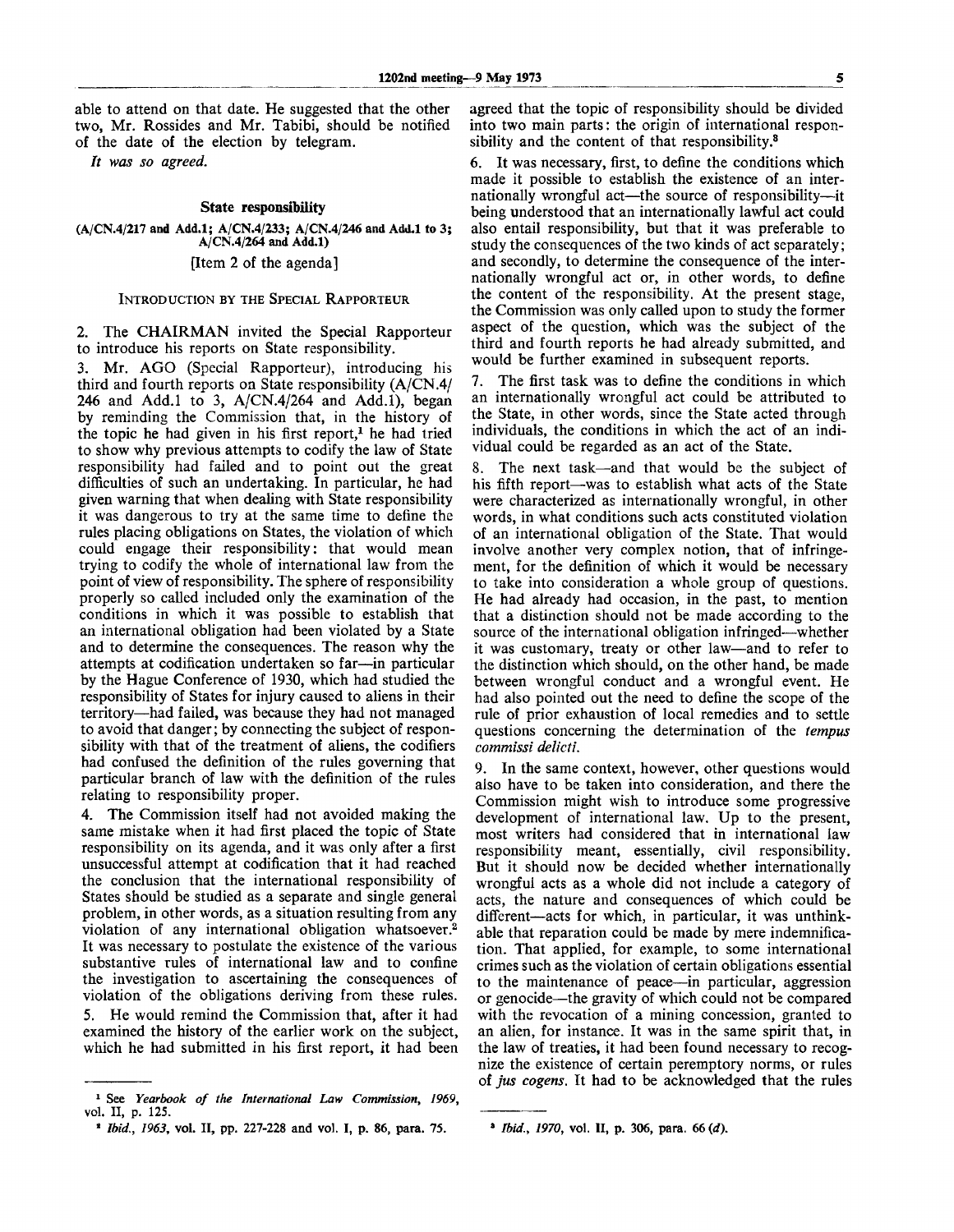able to attend on that date. He suggested that the other two, Mr. Rossides and Mr. Tabibi, should be notified of the date of the election by telegram.

*It was so agreed.*

## State responsibility

**(A/CN.4/217 and Add.1; A/CN.4/233; A/CN.4/246 and Add.1 to 3; A/CN.4/264 and Add.1)**

[Item 2 of the agenda]

### Introduction by the Special Rapporteur

2. The CHAIRMAN invited the Special Rapporteur to introduce his reports on State responsibility.

3. Mr. AGO (Special Rapporteur), introducing his third and fourth reports on State responsibility (A/CN.4/246 and Add.1 to 3, A/CN.4/264 and Add.1), began by reminding the Commission that, in the history of the topic he had given in his first report,[1] he had tried to show why previous attempts to codify the law of State responsibility had failed and to point out the great difficulties of such an undertaking. In particular, he had given warning that when dealing with State responsibility it was dangerous to try at the same time to define the rules placing obligations on States, the violation of which could engage their responsibility: that would mean trying to codify the whole of international law from the point of view of responsibility. The sphere of responsibility properly so called included only the examination of the conditions in which it was possible to establish that an international obligation had been violated by a State and to determine the consequences. The reason why the attempts at codification undertaken so far—in particular by the Hague Conference of 1930, which had studied the responsibility of States for injury caused to aliens in their territory—had failed, was because they had not managed to avoid that danger; by connecting the subject of responsibility with that of the treatment of aliens, the codifiers had confused the definition of the rules governing that particular branch of law with the definition of the rules relating to responsibility proper.

4. The Commission itself had not avoided making the same mistake when it had first placed the topic of State responsibility on its agenda, and it was only after a first unsuccessful attempt at codification that it had reached the conclusion that the international responsibility of States should be studied as a separate and single general problem, in other words, as a situation resulting from any violation of any international obligation whatsoever.[2] It was necessary to postulate the existence of the various substantive rules of international law and to confine the investigation to ascertaining the consequences of violation of the obligations deriving from these rules.

5. He would remind the Commission that, after it had examined the history of the earlier work on the subject, which he had submitted in his first report, it had been agreed that the topic of responsibility should be divided into two main parts: the origin of international responsibility and the content of that responsibility.[3]

6. It was necessary, first, to define the conditions which made it possible to establish the existence of an internationally wrongful act—the source of responsibility—it being understood that an internationally lawful act could also entail responsibility, but that it was preferable to study the consequences of the two kinds of act separately; and secondly, to determine the consequence of the internationally wrongful act or, in other words, to define the content of the responsibility. At the present stage, the Commission was only called upon to study the former aspect of the question, which was the subject of the third and fourth reports he had already submitted, and would be further examined in subsequent reports.

7. The first task was to define the conditions in which an internationally wrongful act could be attributed to the State, in other words, since the State acted through individuals, the conditions in which the act of an individual could be regarded as an act of the State.

8. The next task—and that would be the subject of his fifth report—was to establish what acts of the State were characterized as internationally wrongful, in other words, in what conditions such acts constituted violation of an international obligation of the State. That would involve another very complex notion, that of infringement, for the definition of which it would be necessary to take into consideration a whole group of questions. He had already had occasion, in the past, to mention that a distinction should not be made according to the source of the international obligation infringed—whether it was customary, treaty or other law—and to refer to the distinction which should, on the other hand, be made between wrongful conduct and a wrongful event. He had also pointed out the need to define the scope of the rule of prior exhaustion of local remedies and to settle questions concerning the determination of the *tempus commissi delicti*.

9. In the same context, however, other questions would also have to be taken into consideration, and there the Commission might wish to introduce some progressive development of international law. Up to the present, most writers had considered that in international law responsibility meant, essentially, civil responsibility. But it should now be decided whether internationally wrongful acts as a whole did not include a category of acts, the nature and consequences of which could be different—acts for which, in particular, it was unthinkable that reparation could be made by mere indemnification. That applied, for example, to some international crimes such as the violation of certain obligations essential to the maintenance of peace—in particular, aggression or genocide—the gravity of which could not be compared with the revocation of a mining concession, granted to an alien, for instance. It was in the same spirit that, in the law of treaties, it had been found necessary to recognize the existence of certain peremptory norms, or rules of *jus cogens*. It had to be acknowledged that the rules

---

[1] See *Yearbook of the International Law Commission, 1969*, vol. II, p. 125.

[2] *Ibid., 1963*, vol. II, pp. 227-228 and vol. I, p. 86, para. 75.

[3] *Ibid., 1970*, vol. II, p. 306, para. 66 (*d*).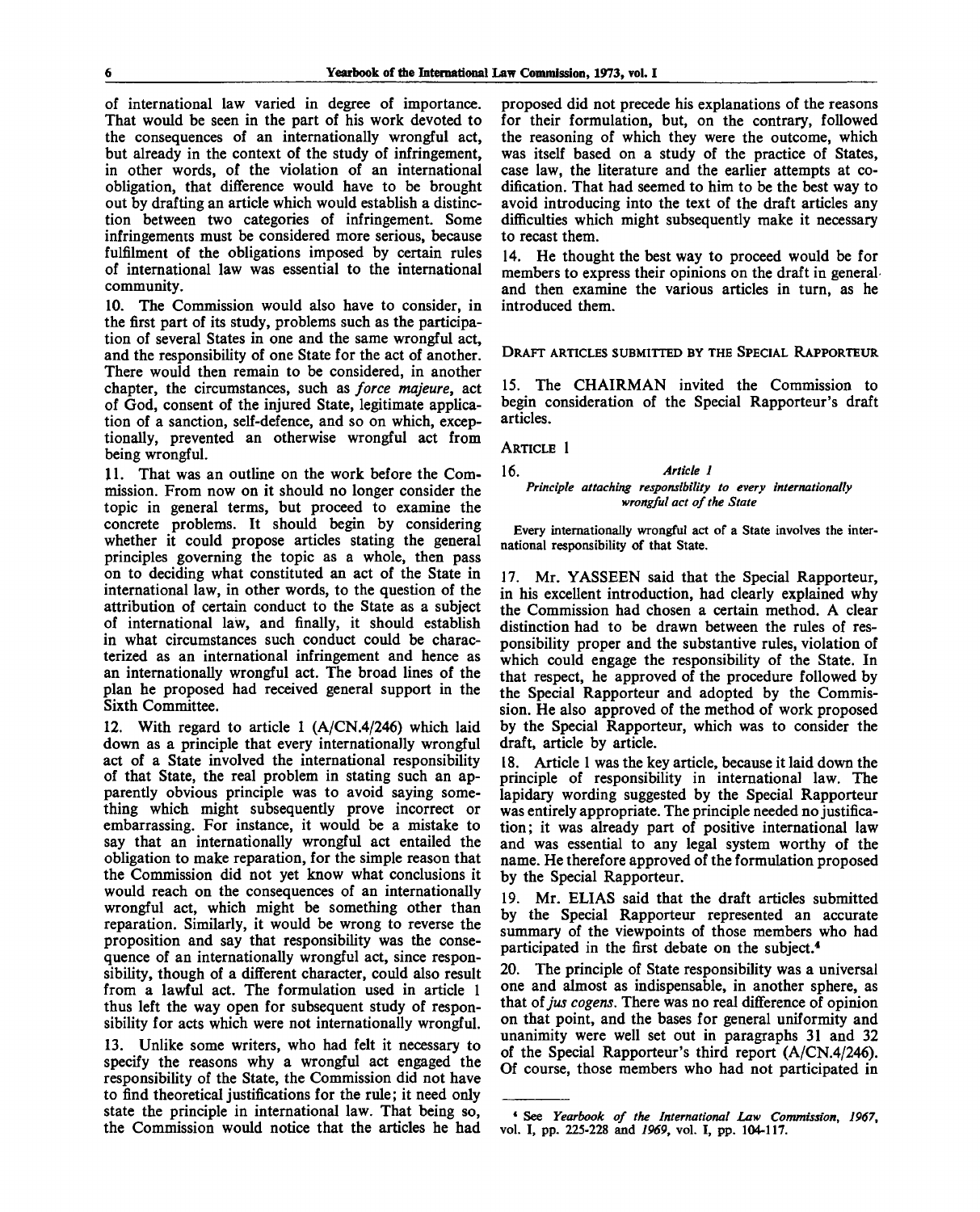of international law varied in degree of importance. That would be seen in the part of his work devoted to the consequences of an internationally wrongful act, but already in the context of the study of infringement, in other words, of the violation of an international obligation, that difference would have to be brought out by drafting an article which would establish a distinction between two categories of infringement. Some infringements must be considered more serious, because fulfilment of the obligations imposed by certain rules of international law was essential to the international community.

10. The Commission would also have to consider, in the first part of its study, problems such as the participation of several States in one and the same wrongful act, and the responsibility of one State for the act of another. There would then remain to be considered, in another chapter, the circumstances, such as *force majeure*, act of God, consent of the injured State, legitimate application of a sanction, self-defence, and so on which, exceptionally, prevented an otherwise wrongful act from being wrongful.

11. That was an outline on the work before the Commission. From now on it should no longer consider the topic in general terms, but proceed to examine the concrete problems. It should begin by considering whether it could propose articles stating the general principles governing the topic as a whole, then pass on to deciding what constituted an act of the State in international law, in other words, to the question of the attribution of certain conduct to the State as a subject of international law, and finally, it should establish in what circumstances such conduct could be characterized as an international infringement and hence as an internationally wrongful act. The broad lines of the plan he proposed had received general support in the Sixth Committee.

12. With regard to article 1 (A/CN.4/246) which laid down as a principle that every internationally wrongful act of a State involved the international responsibility of that State, the real problem in stating such an apparently obvious principle was to avoid saying something which might subsequently prove incorrect or embarrassing. For instance, it would be a mistake to say that an internationally wrongful act entailed the obligation to make reparation, for the simple reason that the Commission did not yet know what conclusions it would reach on the consequences of an internationally wrongful act, which might be something other than reparation. Similarly, it would be wrong to reverse the proposition and say that responsibility was the consequence of an internationally wrongful act, since responsibility, though of a different character, could also result from a lawful act. The formulation used in article 1 thus left the way open for subsequent study of responsibility for acts which were not internationally wrongful.

13. Unlike some writers, who had felt it necessary to specify the reasons why a wrongful act engaged the responsibility of the State, the Commission did not have to find theoretical justifications for the rule; it need only state the principle in international law. That being so, the Commission would notice that the articles he had proposed did not precede his explanations of the reasons for their formulation, but, on the contrary, followed the reasoning of which they were the outcome, which was itself based on a study of the practice of States, case law, the literature and the earlier attempts at codification. That had seemed to him to be the best way to avoid introducing into the text of the draft articles any difficulties which might subsequently make it necessary to recast them.

14. He thought the best way to proceed would be for members to express their opinions on the draft in general and then examine the various articles in turn, as he introduced them.

## DRAFT ARTICLES SUBMITTED BY THE SPECIAL RAPPORTEUR

15. The CHAIRMAN invited the Commission to begin consideration of the Special Rapporteur's draft articles.

### ARTICLE 1

16. *Article 1*

*Principle attaching responsibility to every internationally wrongful act of the State*

Every internationally wrongful act of a State involves the international responsibility of that State.

17. Mr. YASSEEN said that the Special Rapporteur, in his excellent introduction, had clearly explained why the Commission had chosen a certain method. A clear distinction had to be drawn between the rules of responsibility proper and the substantive rules, violation of which could engage the responsibility of the State. In that respect, he approved of the procedure followed by the Special Rapporteur and adopted by the Commission. He also approved of the method of work proposed by the Special Rapporteur, which was to consider the draft, article by article.

18. Article 1 was the key article, because it laid down the principle of responsibility in international law. The lapidary wording suggested by the Special Rapporteur was entirely appropriate. The principle needed no justification; it was already part of positive international law and was essential to any legal system worthy of the name. He therefore approved of the formulation proposed by the Special Rapporteur.

19. Mr. ELIAS said that the draft articles submitted by the Special Rapporteur represented an accurate summary of the viewpoints of those members who had participated in the first debate on the subject.[4]

20. The principle of State responsibility was a universal one and almost as indispensable, in another sphere, as that of *jus cogens*. There was no real difference of opinion on that point, and the bases for general uniformity and unanimity were well set out in paragraphs 31 and 32 of the Special Rapporteur's third report (A/CN.4/246). Of course, those members who had not participated in

---

[4] See *Yearbook of the International Law Commission, 1967*, vol. I, pp. 225-228 and *1969*, vol. I, pp. 104-117.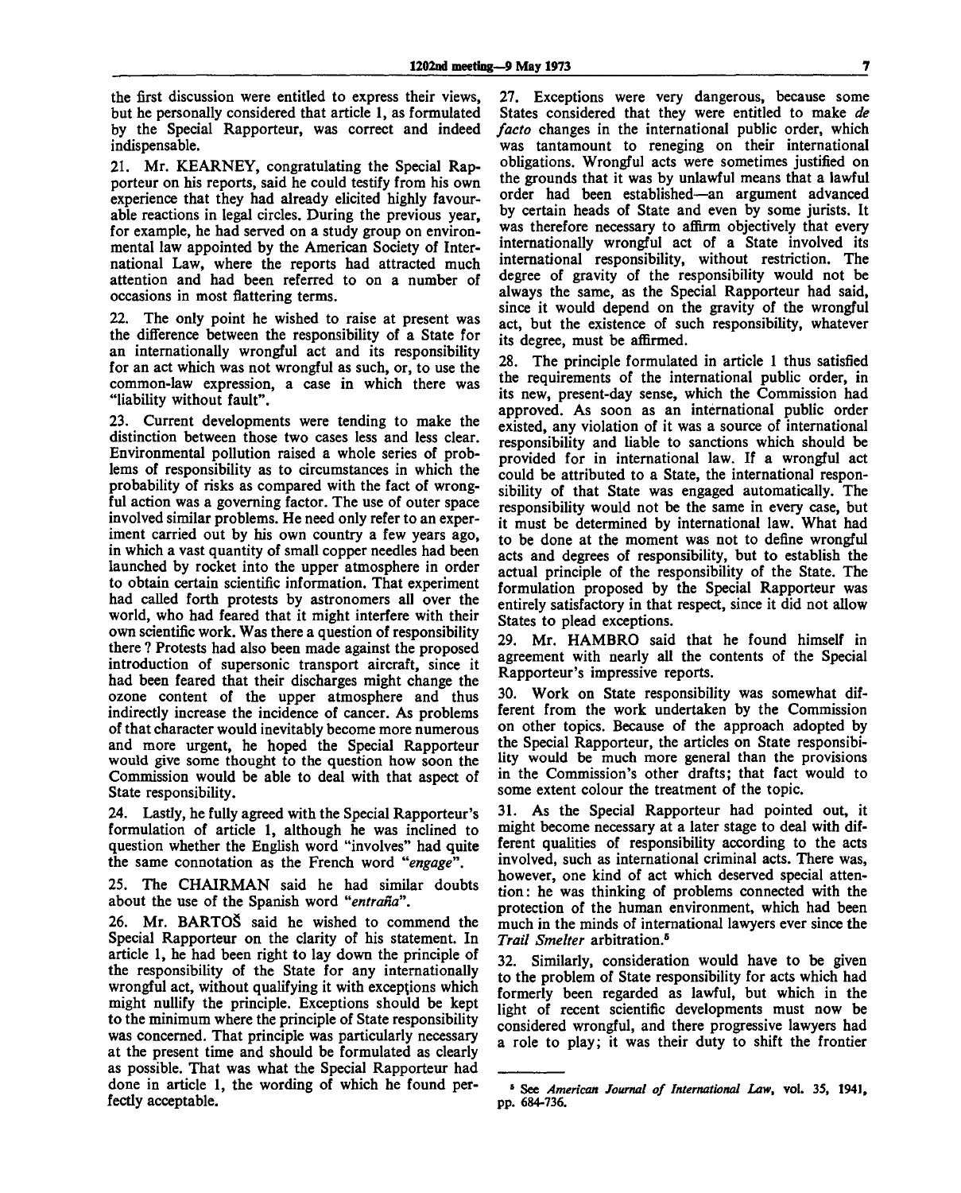the first discussion were entitled to express their views, but he personally considered that article 1, as formulated by the Special Rapporteur, was correct and indeed indispensable.

21. Mr. KEARNEY, congratulating the Special Rapporteur on his reports, said he could testify from his own experience that they had already elicited highly favourable reactions in legal circles. During the previous year, for example, he had served on a study group on environmental law appointed by the American Society of International Law, where the reports had attracted much attention and had been referred to on a number of occasions in most flattering terms.

22. The only point he wished to raise at present was the difference between the responsibility of a State for an internationally wrongful act and its responsibility for an act which was not wrongful as such, or, to use the common-law expression, a case in which there was "liability without fault".

23. Current developments were tending to make the distinction between those two cases less and less clear. Environmental pollution raised a whole series of problems of responsibility as to circumstances in which the probability of risks as compared with the fact of wrongful action was a governing factor. The use of outer space involved similar problems. He need only refer to an experiment carried out by his own country a few years ago, in which a vast quantity of small copper needles had been launched by rocket into the upper atmosphere in order to obtain certain scientific information. That experiment had called forth protests by astronomers all over the world, who had feared that it might interfere with their own scientific work. Was there a question of responsibility there ? Protests had also been made against the proposed introduction of supersonic transport aircraft, since it had been feared that their discharges might change the ozone content of the upper atmosphere and thus indirectly increase the incidence of cancer. As problems of that character would inevitably become more numerous and more urgent, he hoped the Special Rapporteur would give some thought to the question how soon the Commission would be able to deal with that aspect of State responsibility.

24. Lastly, he fully agreed with the Special Rapporteur's formulation of article 1, although he was inclined to question whether the English word "involves" had quite the same connotation as the French word "*engage*".

25. The CHAIRMAN said he had similar doubts about the use of the Spanish word "*entraña*".

26. Mr. BARTOŠ said he wished to commend the Special Rapporteur on the clarity of his statement. In article 1, he had been right to lay down the principle of the responsibility of the State for any internationally wrongful act, without qualifying it with exceptions which might nullify the principle. Exceptions should be kept to the minimum where the principle of State responsibility was concerned. That principle was particularly necessary at the present time and should be formulated as clearly as possible. That was what the Special Rapporteur had done in article 1, the wording of which he found perfectly acceptable.

27. Exceptions were very dangerous, because some States considered that they were entitled to make *de facto* changes in the international public order, which was tantamount to reneging on their international obligations. Wrongful acts were sometimes justified on the grounds that it was by unlawful means that a lawful order had been established—an argument advanced by certain heads of State and even by some jurists. It was therefore necessary to affirm objectively that every internationally wrongful act of a State involved its international responsibility, without restriction. The degree of gravity of the responsibility would not be always the same, as the Special Rapporteur had said, since it would depend on the gravity of the wrongful act, but the existence of such responsibility, whatever its degree, must be affirmed.

28. The principle formulated in article 1 thus satisfied the requirements of the international public order, in its new, present-day sense, which the Commission had approved. As soon as an international public order existed, any violation of it was a source of international responsibility and liable to sanctions which should be provided for in international law. If a wrongful act could be attributed to a State, the international responsibility of that State was engaged automatically. The responsibility would not be the same in every case, but it must be determined by international law. What had to be done at the moment was not to define wrongful acts and degrees of responsibility, but to establish the actual principle of the responsibility of the State. The formulation proposed by the Special Rapporteur was entirely satisfactory in that respect, since it did not allow States to plead exceptions.

29. Mr. HAMBRO said that he found himself in agreement with nearly all the contents of the Special Rapporteur's impressive reports.

30. Work on State responsibility was somewhat different from the work undertaken by the Commission on other topics. Because of the approach adopted by the Special Rapporteur, the articles on State responsibility would be much more general than the provisions in the Commission's other drafts; that fact would to some extent colour the treatment of the topic.

31. As the Special Rapporteur had pointed out, it might become necessary at a later stage to deal with different qualities of responsibility according to the acts involved, such as international criminal acts. There was, however, one kind of act which deserved special attention: he was thinking of problems connected with the protection of the human environment, which had been much in the minds of international lawyers ever since the *Trail Smelter* arbitration.[5]

32. Similarly, consideration would have to be given to the problem of State responsibility for acts which had formerly been regarded as lawful, but which in the light of recent scientific developments must now be considered wrongful, and there progressive lawyers had a role to play; it was their duty to shift the frontier

[5] See *American Journal of International Law*, vol. 35, 1941, pp. 684-736.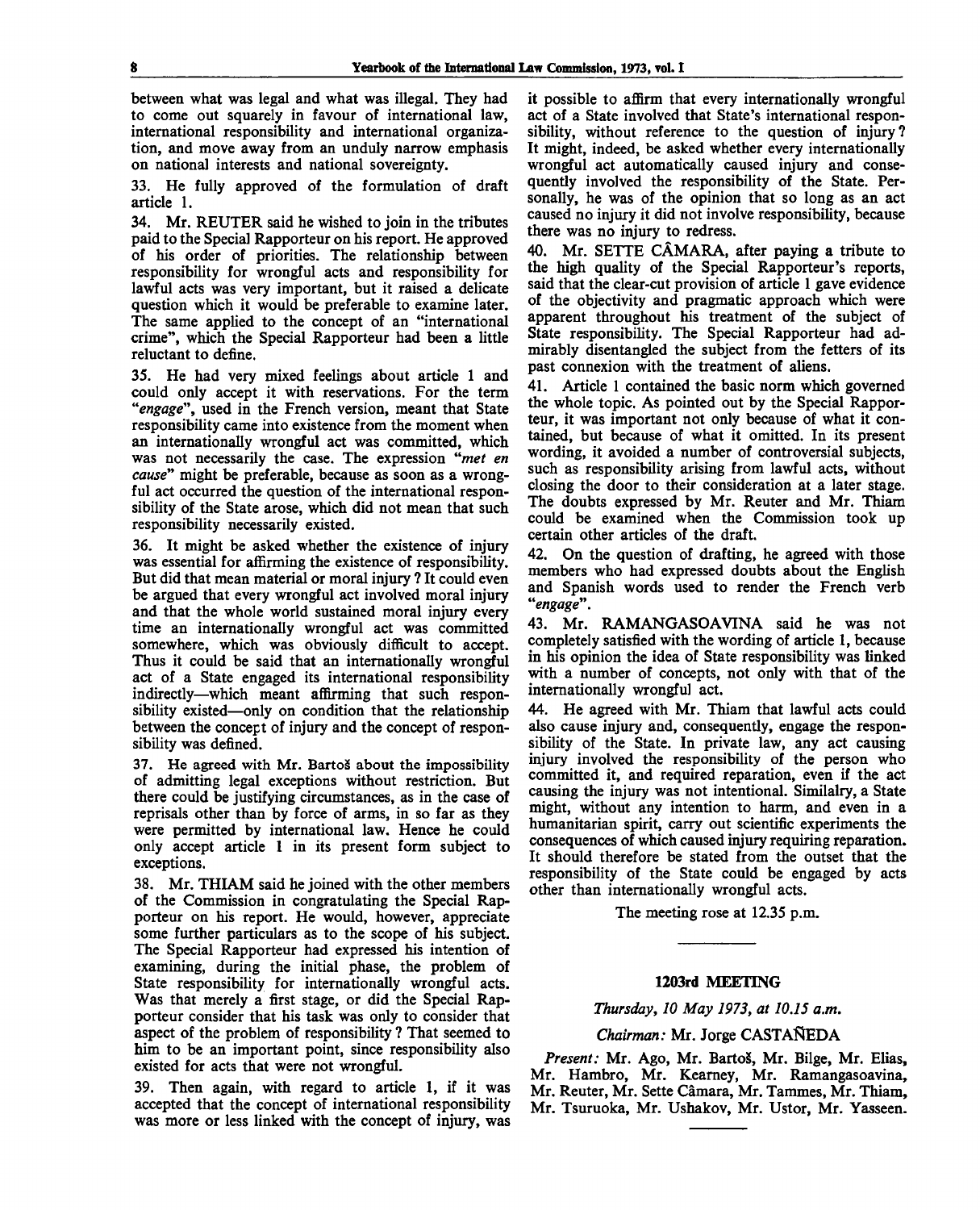between what was legal and what was illegal. They had to come out squarely in favour of international law, international responsibility and international organization, and move away from an unduly narrow emphasis on national interests and national sovereignty.

33. He fully approved of the formulation of draft article 1.

34. Mr. REUTER said he wished to join in the tributes paid to the Special Rapporteur on his report. He approved of his order of priorities. The relationship between responsibility for wrongful acts and responsibility for lawful acts was very important, but it raised a delicate question which it would be preferable to examine later. The same applied to the concept of an "international crime", which the Special Rapporteur had been a little reluctant to define.

35. He had very mixed feelings about article 1 and could only accept it with reservations. For the term "*engage*", used in the French version, meant that State responsibility came into existence from the moment when an internationally wrongful act was committed, which was not necessarily the case. The expression "*met en cause*" might be preferable, because as soon as a wrongful act occurred the question of the international responsibility of the State arose, which did not mean that such responsibility necessarily existed.

36. It might be asked whether the existence of injury was essential for affirming the existence of responsibility. But did that mean material or moral injury? It could even be argued that every wrongful act involved moral injury and that the whole world sustained moral injury every time an internationally wrongful act was committed somewhere, which was obviously difficult to accept. Thus it could be said that an internationally wrongful act of a State engaged its international responsibility indirectly—which meant affirming that such responsibility existed—only on condition that the relationship between the concept of injury and the concept of responsibility was defined.

37. He agreed with Mr. Bartoš about the impossibility of admitting legal exceptions without restriction. But there could be justifying circumstances, as in the case of reprisals other than by force of arms, in so far as they were permitted by international law. Hence he could only accept article 1 in its present form subject to exceptions.

38. Mr. THIAM said he joined with the other members of the Commission in congratulating the Special Rapporteur on his report. He would, however, appreciate some further particulars as to the scope of his subject. The Special Rapporteur had expressed his intention of examining, during the initial phase, the problem of State responsibility for internationally wrongful acts. Was that merely a first stage, or did the Special Rapporteur consider that his task was only to consider that aspect of the problem of responsibility? That seemed to him to be an important point, since responsibility also existed for acts that were not wrongful.

39. Then again, with regard to article 1, if it was accepted that the concept of international responsibility was more or less linked with the concept of injury, was it possible to affirm that every internationally wrongful act of a State involved that State's international responsibility, without reference to the question of injury? It might, indeed, be asked whether every internationally wrongful act automatically caused injury and consequently involved the responsibility of the State. Personally, he was of the opinion that so long as an act caused no injury it did not involve responsibility, because there was no injury to redress.

40. Mr. SETTE CÂMARA, after paying a tribute to the high quality of the Special Rapporteur's reports, said that the clear-cut provision of article 1 gave evidence of the objectivity and pragmatic approach which were apparent throughout his treatment of the subject of State responsibility. The Special Rapporteur had admirably disentangled the subject from the fetters of its past connexion with the treatment of aliens.

41. Article 1 contained the basic norm which governed the whole topic. As pointed out by the Special Rapporteur, it was important not only because of what it contained, but because of what it omitted. In its present wording, it avoided a number of controversial subjects, such as responsibility arising from lawful acts, without closing the door to their consideration at a later stage. The doubts expressed by Mr. Reuter and Mr. Thiam could be examined when the Commission took up certain other articles of the draft.

42. On the question of drafting, he agreed with those members who had expressed doubts about the English and Spanish words used to render the French verb "*engage*".

43. Mr. RAMANGASOAVINA said he was not completely satisfied with the wording of article 1, because in his opinion the idea of State responsibility was linked with a number of concepts, not only with that of the internationally wrongful act.

44. He agreed with Mr. Thiam that lawful acts could also cause injury and, consequently, engage the responsibility of the State. In private law, any act causing injury involved the responsibility of the person who committed it, and required reparation, even if the act causing the injury was not intentional. Similalry, a State might, without any intention to harm, and even in a humanitarian spirit, carry out scientific experiments the consequences of which caused injury requiring reparation. It should therefore be stated from the outset that the responsibility of the State could be engaged by acts other than internationally wrongful acts.

The meeting rose at 12.35 p.m.

---

## 1203rd MEETING

*Thursday, 10 May 1973, at 10.15 a.m.*

*Chairman:* Mr. Jorge CASTAÑEDA

*Present:* Mr. Ago, Mr. Bartoš, Mr. Bilge, Mr. Elias, Mr. Hambro, Mr. Kearney, Mr. Ramangasoavina, Mr. Reuter, Mr. Sette Câmara, Mr. Tammes, Mr. Thiam, Mr. Tsuruoka, Mr. Ushakov, Mr. Ustor, Mr. Yasseen.